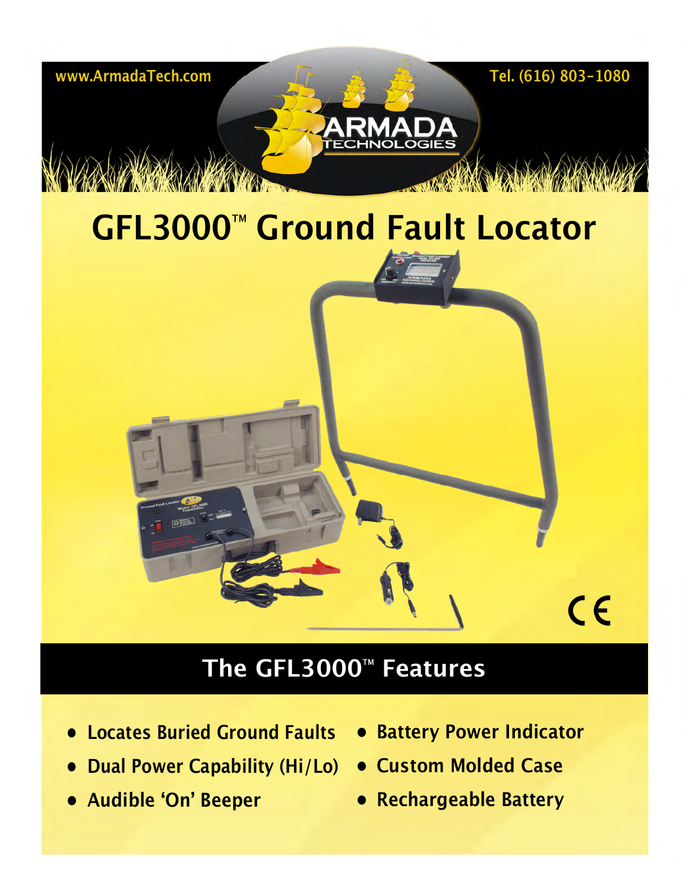www.ArmadaTech.com

Tel. (616) 803-1080

ARMADA TECHNOLOGIES

# GFL3000™ Ground Fault Locator

## The GFL3000™ Features

- Locates Buried Ground Faults
- Dual Power Capability (Hi/Lo)
- Audible 'On' Beeper
- Battery Power Indicator
- Custom Molded Case
- Rechargeable Battery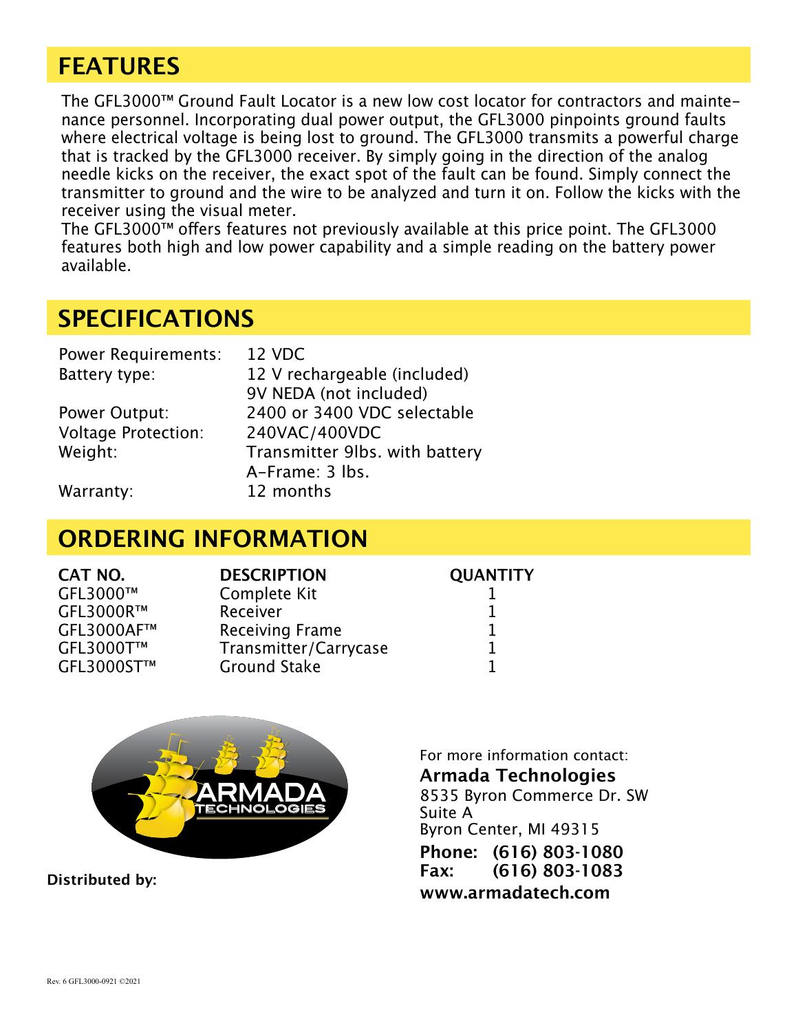## FEATURES

The GFL3000™ Ground Fault Locator is a new low cost locator for contractors and maintenance personnel. Incorporating dual power output, the GFL3000 pinpoints ground faults where electrical voltage is being lost to ground. The GFL3000 transmits a powerful charge that is tracked by the GFL3000 receiver. By simply going in the direction of the analog needle kicks on the receiver, the exact spot of the fault can be found. Simply connect the transmitter to ground and the wire to be analyzed and turn it on. Follow the kicks with the receiver using the visual meter.

The GFL3000™ offers features not previously available at this price point. The GFL3000 features both high and low power capability and a simple reading on the battery power available.

## SPECIFICATIONS

| | |
|---|---|
| Power Requirements: | 12 VDC |
| Battery type: | 12 V rechargeable (included)<br>9V NEDA (not included) |
| Power Output: | 2400 or 3400 VDC selectable |
| Voltage Protection: | 240VAC/400VDC |
| Weight: | Transmitter 9lbs. with battery<br>A-Frame: 3 lbs. |
| Warranty: | 12 months |

## ORDERING INFORMATION

| CAT NO. | DESCRIPTION | QUANTITY |
|---|---|---|
| GFL3000™ | Complete Kit | 1 |
| GFL3000R™ | Receiver | 1 |
| GFL3000AF™ | Receiving Frame | 1 |
| GFL3000T™ | Transmitter/Carrycase | 1 |
| GFL3000ST™ | Ground Stake | 1 |

ARMADA TECHNOLOGIES

**Distributed by:**

For more information contact:

**Armada Technologies**
8535 Byron Commerce Dr. SW
Suite A
Byron Center, MI 49315

**Phone: (616) 803-1080**
**Fax: (616) 803-1083**
**www.armadatech.com**

Rev. 6 GFL3000-0921 ©2021